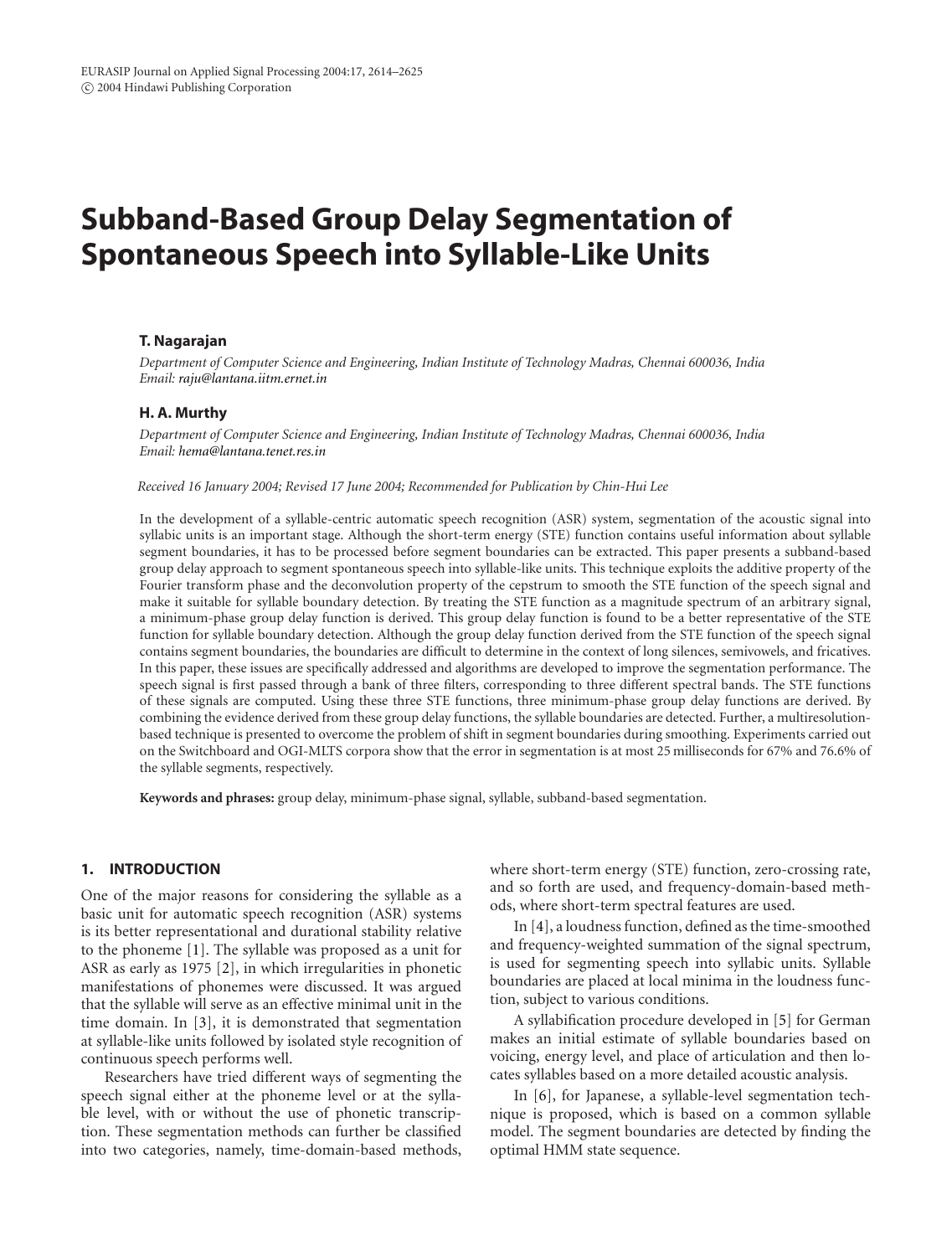# Subband-Based Group Delay Segmentation of Spontaneous Speech into Syllable-Like Units

### T. Nagarajan

*Department of Computer Science and Engineering, Indian Institute of Technology Madras, Chennai 600036, India*
*Email: raju@lantana.iitm.ernet.in*

### H. A. Murthy

*Department of Computer Science and Engineering, Indian Institute of Technology Madras, Chennai 600036, India*
*Email: hema@lantana.tenet.res.in*

*Received 16 January 2004; Revised 17 June 2004; Recommended for Publication by Chin-Hui Lee*

In the development of a syllable-centric automatic speech recognition (ASR) system, segmentation of the acoustic signal into syllabic units is an important stage. Although the short-term energy (STE) function contains useful information about syllable segment boundaries, it has to be processed before segment boundaries can be extracted. This paper presents a subband-based group delay approach to segment spontaneous speech into syllable-like units. This technique exploits the additive property of the Fourier transform phase and the deconvolution property of the cepstrum to smooth the STE function of the speech signal and make it suitable for syllable boundary detection. By treating the STE function as a magnitude spectrum of an arbitrary signal, a minimum-phase group delay function is derived. This group delay function is found to be a better representative of the STE function for syllable boundary detection. Although the group delay function derived from the STE function of the speech signal contains segment boundaries, the boundaries are difficult to determine in the context of long silences, semivowels, and fricatives. In this paper, these issues are specifically addressed and algorithms are developed to improve the segmentation performance. The speech signal is first passed through a bank of three filters, corresponding to three different spectral bands. The STE functions of these signals are computed. Using these three STE functions, three minimum-phase group delay functions are derived. By combining the evidence derived from these group delay functions, the syllable boundaries are detected. Further, a multiresolution-based technique is presented to overcome the problem of shift in segment boundaries during smoothing. Experiments carried out on the Switchboard and OGI-MLTS corpora show that the error in segmentation is at most 25 milliseconds for 67% and 76.6% of the syllable segments, respectively.

**Keywords and phrases:** group delay, minimum-phase signal, syllable, subband-based segmentation.

## 1. INTRODUCTION

One of the major reasons for considering the syllable as a basic unit for automatic speech recognition (ASR) systems is its better representational and durational stability relative to the phoneme [1]. The syllable was proposed as a unit for ASR as early as 1975 [2], in which irregularities in phonetic manifestations of phonemes were discussed. It was argued that the syllable will serve as an effective minimal unit in the time domain. In [3], it is demonstrated that segmentation at syllable-like units followed by isolated style recognition of continuous speech performs well.

Researchers have tried different ways of segmenting the speech signal either at the phoneme level or at the syllable level, with or without the use of phonetic transcription. These segmentation methods can further be classified into two categories, namely, time-domain-based methods, where short-term energy (STE) function, zero-crossing rate, and so forth are used, and frequency-domain-based methods, where short-term spectral features are used.

In [4], a loudness function, defined as the time-smoothed and frequency-weighted summation of the signal spectrum, is used for segmenting speech into syllabic units. Syllable boundaries are placed at local minima in the loudness function, subject to various conditions.

A syllabification procedure developed in [5] for German makes an initial estimate of syllable boundaries based on voicing, energy level, and place of articulation and then locates syllables based on a more detailed acoustic analysis.

In [6], for Japanese, a syllable-level segmentation technique is proposed, which is based on a common syllable model. The segment boundaries are detected by finding the optimal HMM state sequence.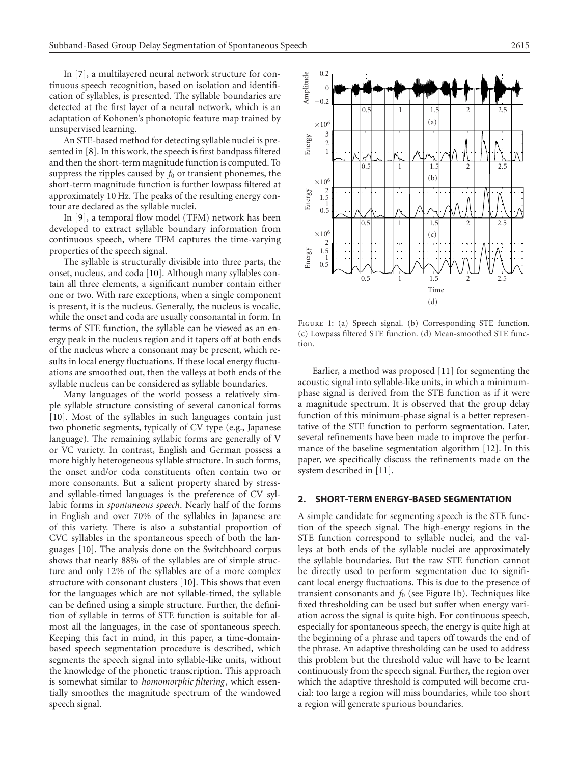In [7], a multilayered neural network structure for continuous speech recognition, based on isolation and identification of syllables, is presented. The syllable boundaries are detected at the first layer of a neural network, which is an adaptation of Kohonen's phonotopic feature map trained by unsupervised learning.

An STE-based method for detecting syllable nuclei is presented in [8]. In this work, the speech is first bandpass filtered and then the short-term magnitude function is computed. To suppress the ripples caused by $f_0$ or transient phonemes, the short-term magnitude function is further lowpass filtered at approximately 10 Hz. The peaks of the resulting energy contour are declared as the syllable nuclei.

In [9], a temporal flow model (TFM) network has been developed to extract syllable boundary information from continuous speech, where TFM captures the time-varying properties of the speech signal.

The syllable is structurally divisible into three parts, the onset, nucleus, and coda [10]. Although many syllables contain all three elements, a significant number contain either one or two. With rare exceptions, when a single component is present, it is the nucleus. Generally, the nucleus is vocalic, while the onset and coda are usually consonantal in form. In terms of STE function, the syllable can be viewed as an energy peak in the nucleus region and it tapers off at both ends of the nucleus where a consonant may be present, which results in local energy fluctuations. If these local energy fluctuations are smoothed out, then the valleys at both ends of the syllable nucleus can be considered as syllable boundaries.

Many languages of the world possess a relatively simple syllable structure consisting of several canonical forms [10]. Most of the syllables in such languages contain just two phonetic segments, typically of CV type (e.g., Japanese language). The remaining syllabic forms are generally of V or VC variety. In contrast, English and German possess a more highly heterogeneous syllable structure. In such forms, the onset and/or coda constituents often contain two or more consonants. But a salient property shared by stress- and syllable-timed languages is the preference of CV syllabic forms in *spontaneous speech*. Nearly half of the forms in English and over 70% of the syllables in Japanese are of this variety. There is also a substantial proportion of CVC syllables in the spontaneous speech of both the languages [10]. The analysis done on the Switchboard corpus shows that nearly 88% of the syllables are of simple structure and only 12% of the syllables are of a more complex structure with consonant clusters [10]. This shows that even for the languages which are not syllable-timed, the syllable can be defined using a simple structure. Further, the definition of syllable in terms of STE function is suitable for almost all the languages, in the case of spontaneous speech. Keeping this fact in mind, in this paper, a time-domain-based speech segmentation procedure is described, which segments the speech signal into syllable-like units, without the knowledge of the phonetic transcription. This approach is somewhat similar to *homomorphic filtering*, which essentially smoothes the magnitude spectrum of the windowed speech signal.

Amplitude
0.2
0
−0.2
0.5 1 1.5 2 2.5
(a)
$\times 10^6$
Energy
3
2
1
0.5 1 1.5 2 2.5
(b)
$\times 10^6$
Energy
2
1.5
1
0.5
0.5 1 1.5 2 2.5
(c)
$\times 10^6$
Energy
2
1.5
1
0.5
0.5 1 1.5 2 2.5
Time
(d)

Figure 1: (a) Speech signal. (b) Corresponding STE function. (c) Lowpass filtered STE function. (d) Mean-smoothed STE function.

Earlier, a method was proposed [11] for segmenting the acoustic signal into syllable-like units, in which a minimum-phase signal is derived from the STE function as if it were a magnitude spectrum. It is observed that the group delay function of this minimum-phase signal is a better representative of the STE function to perform segmentation. Later, several refinements have been made to improve the performance of the baseline segmentation algorithm [12]. In this paper, we specifically discuss the refinements made on the system described in [11].

## 2. SHORT-TERM ENERGY-BASED SEGMENTATION

A simple candidate for segmenting speech is the STE function of the speech signal. The high-energy regions in the STE function correspond to syllable nuclei, and the valleys at both ends of the syllable nuclei are approximately the syllable boundaries. But the raw STE function cannot be directly used to perform segmentation due to significant local energy fluctuations. This is due to the presence of transient consonants and $f_0$ (see Figure 1b). Techniques like fixed thresholding can be used but suffer when energy variation across the signal is quite high. For continuous speech, especially for spontaneous speech, the energy is quite high at the beginning of a phrase and tapers off towards the end of the phrase. An adaptive thresholding can be used to address this problem but the threshold value will have to be learnt continuously from the speech signal. Further, the region over which the adaptive threshold is computed will become crucial: too large a region will miss boundaries, while too short a region will generate spurious boundaries.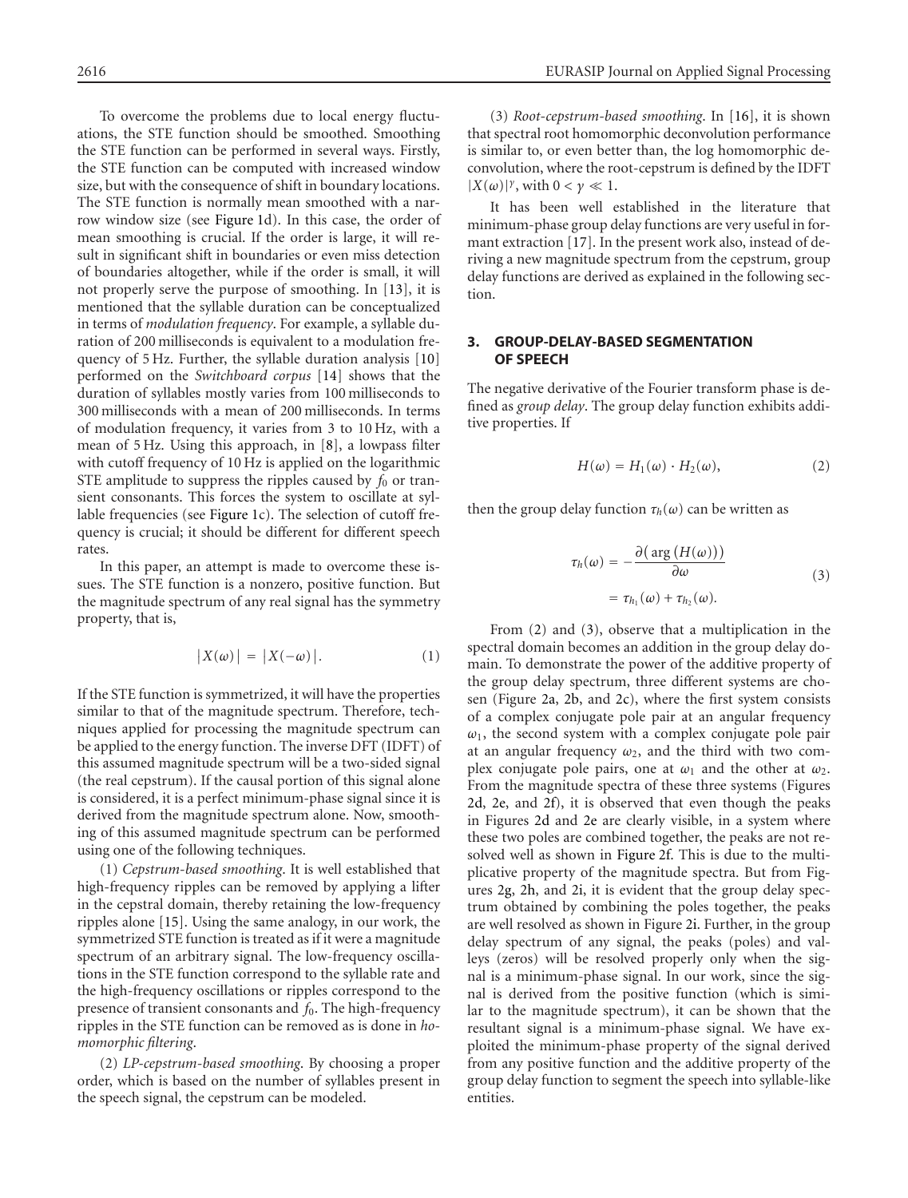To overcome the problems due to local energy fluctuations, the STE function should be smoothed. Smoothing the STE function can be performed in several ways. Firstly, the STE function can be computed with increased window size, but with the consequence of shift in boundary locations. The STE function is normally mean smoothed with a narrow window size (see Figure 1d). In this case, the order of mean smoothing is crucial. If the order is large, it will result in significant shift in boundaries or even miss detection of boundaries altogether, while if the order is small, it will not properly serve the purpose of smoothing. In [13], it is mentioned that the syllable duration can be conceptualized in terms of *modulation frequency*. For example, a syllable duration of 200 milliseconds is equivalent to a modulation frequency of 5 Hz. Further, the syllable duration analysis [10] performed on the *Switchboard corpus* [14] shows that the duration of syllables mostly varies from 100 milliseconds to 300 milliseconds with a mean of 200 milliseconds. In terms of modulation frequency, it varies from 3 to 10 Hz, with a mean of 5 Hz. Using this approach, in [8], a lowpass filter with cutoff frequency of 10 Hz is applied on the logarithmic STE amplitude to suppress the ripples caused by $f_0$ or transient consonants. This forces the system to oscillate at syllable frequencies (see Figure 1c). The selection of cutoff frequency is crucial; it should be different for different speech rates.

In this paper, an attempt is made to overcome these issues. The STE function is a nonzero, positive function. But the magnitude spectrum of any real signal has the symmetry property, that is,

$$|X(\omega)| = |X(-\omega)|. \tag{1}$$

If the STE function is symmetrized, it will have the properties similar to that of the magnitude spectrum. Therefore, techniques applied for processing the magnitude spectrum can be applied to the energy function. The inverse DFT (IDFT) of this assumed magnitude spectrum will be a two-sided signal (the real cepstrum). If the causal portion of this signal alone is considered, it is a perfect minimum-phase signal since it is derived from the magnitude spectrum alone. Now, smoothing of this assumed magnitude spectrum can be performed using one of the following techniques.

(1) *Cepstrum-based smoothing*. It is well established that high-frequency ripples can be removed by applying a lifter in the cepstral domain, thereby retaining the low-frequency ripples alone [15]. Using the same analogy, in our work, the symmetrized STE function is treated as if it were a magnitude spectrum of an arbitrary signal. The low-frequency oscillations in the STE function correspond to the syllable rate and the high-frequency oscillations or ripples correspond to the presence of transient consonants and $f_0$. The high-frequency ripples in the STE function can be removed as is done in *homomorphic filtering*.

(2) *LP-cepstrum-based smoothing*. By choosing a proper order, which is based on the number of syllables present in the speech signal, the cepstrum can be modeled.

(3) *Root-cepstrum-based smoothing*. In [16], it is shown that spectral root homomorphic deconvolution performance is similar to, or even better than, the log homomorphic deconvolution, where the root-cepstrum is defined by the IDFT $|X(\omega)|^{\gamma}$, with $0 < \gamma \ll 1$.

It has been well established in the literature that minimum-phase group delay functions are very useful in formant extraction [17]. In the present work also, instead of deriving a new magnitude spectrum from the cepstrum, group delay functions are derived as explained in the following section.

## 3. GROUP-DELAY-BASED SEGMENTATION OF SPEECH

The negative derivative of the Fourier transform phase is defined as *group delay*. The group delay function exhibits additive properties. If

$$H(\omega) = H_1(\omega) \cdot H_2(\omega), \tag{2}$$

then the group delay function $\tau_h(\omega)$ can be written as

$$\begin{aligned}\tau_h(\omega) &= -\frac{\partial(\arg(H(\omega)))}{\partial\omega} \\ &= \tau_{h_1}(\omega) + \tau_{h_2}(\omega).\end{aligned} \tag{3}$$

From (2) and (3), observe that a multiplication in the spectral domain becomes an addition in the group delay domain. To demonstrate the power of the additive property of the group delay spectrum, three different systems are chosen (Figure 2a, 2b, and 2c), where the first system consists of a complex conjugate pole pair at an angular frequency $\omega_1$, the second system with a complex conjugate pole pair at an angular frequency $\omega_2$, and the third with two complex conjugate pole pairs, one at $\omega_1$ and the other at $\omega_2$. From the magnitude spectra of these three systems (Figures 2d, 2e, and 2f), it is observed that even though the peaks in Figures 2d and 2e are clearly visible, in a system where these two poles are combined together, the peaks are not resolved well as shown in Figure 2f. This is due to the multiplicative property of the magnitude spectra. But from Figures 2g, 2h, and 2i, it is evident that the group delay spectrum obtained by combining the poles together, the peaks are well resolved as shown in Figure 2i. Further, in the group delay spectrum of any signal, the peaks (poles) and valleys (zeros) will be resolved properly only when the signal is a minimum-phase signal. In our work, since the signal is derived from the positive function (which is similar to the magnitude spectrum), it can be shown that the resultant signal is a minimum-phase signal. We have exploited the minimum-phase property of the signal derived from any positive function and the additive property of the group delay function to segment the speech into syllable-like entities.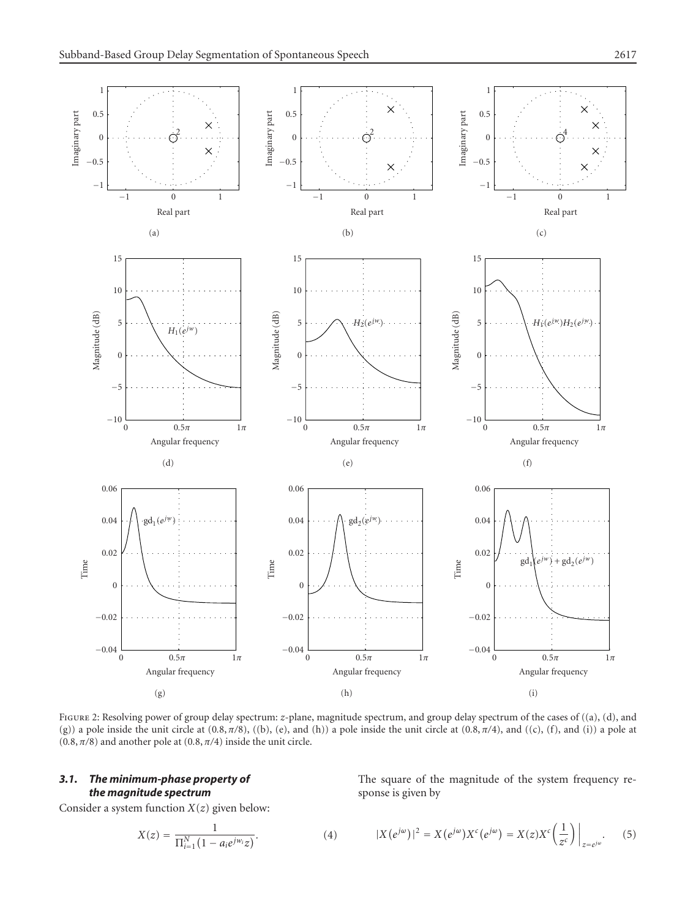(a)

Imaginary part

Real part

(b)

(c)

Magnitude (dB)

Angular frequency

$H_1(e^{jw})$

(d)

$H_2(e^{jw})$

(e)

$H_1(e^{jw})H_2(e^{jw})$

(f)

Time

$\mathrm{gd}_1(e^{jw})$

(g)

$\mathrm{gd}_2(e^{jw})$

(h)

$\mathrm{gd}_1(e^{jw}) + \mathrm{gd}_2(e^{jw})$

(i)

Figure 2: Resolving power of group delay spectrum: $z$-plane, magnitude spectrum, and group delay spectrum of the cases of ((a), (d), and (g)) a pole inside the unit circle at $(0.8, \pi/8)$, ((b), (e), and (h)) a pole inside the unit circle at $(0.8, \pi/4)$, and ((c), (f), and (i)) a pole at $(0.8, \pi/8)$ and another pole at $(0.8, \pi/4)$ inside the unit circle.

### *3.1. The minimum-phase property of the magnitude spectrum*

Consider a system function $X(z)$ given below:

$$X(z) = \frac{1}{\Pi_{i=1}^{N}\left(1 - a_i e^{jw_i} z\right)}. \tag{4}$$

The square of the magnitude of the system frequency response is given by

$$|X(e^{j\omega})|^2 = X(e^{j\omega})X^c(e^{j\omega}) = X(z)X^c\left(\frac{1}{z^c}\right)\bigg|_{z=e^{j\omega}}. \tag{5}$$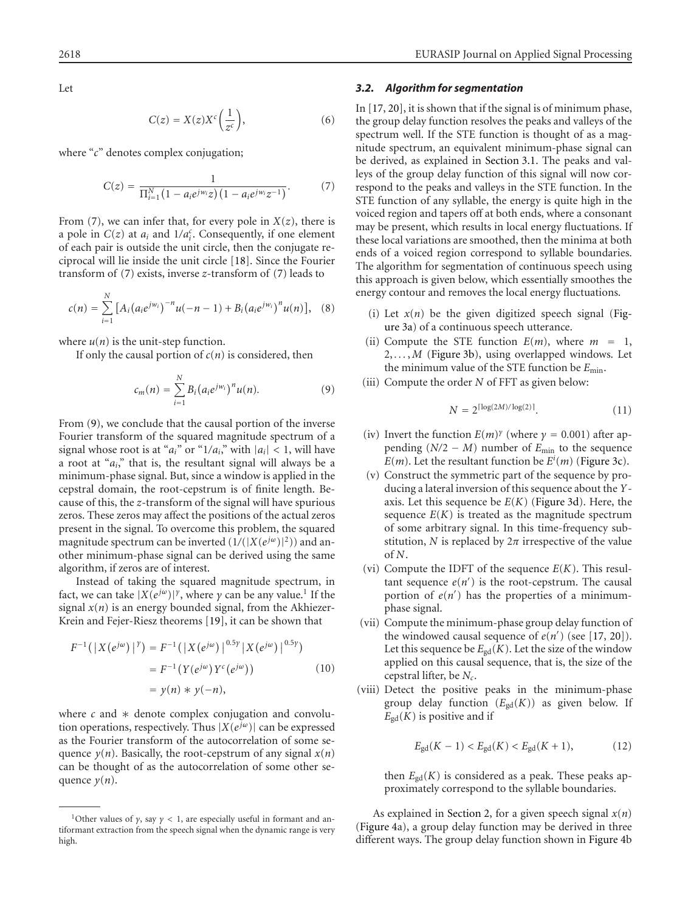Let

$$C(z) = X(z)X^c\left(\frac{1}{z^c}\right), \tag{6}$$

where "$c$" denotes complex conjugation;

$$C(z) = \frac{1}{\Pi_{i=1}^{N}\left(1 - a_i e^{jw_i} z\right)\left(1 - a_i e^{jw_i} z^{-1}\right)}. \tag{7}$$

From (7), we can infer that, for every pole in $X(z)$, there is a pole in $C(z)$ at $a_i$ and $1/a_i^c$. Consequently, if one element of each pair is outside the unit circle, then the conjugate reciprocal will lie inside the unit circle [18]. Since the Fourier transform of (7) exists, inverse $z$-transform of (7) leads to

$$c(n) = \sum_{i=1}^{N} \left[A_i \left(a_i e^{jw_i}\right)^{-n} u(-n-1) + B_i \left(a_i e^{jw_i}\right)^{n} u(n)\right], \tag{8}$$

where $u(n)$ is the unit-step function.

If only the causal portion of $c(n)$ is considered, then

$$c_m(n) = \sum_{i=1}^{N} B_i \left(a_i e^{jw_i}\right)^{n} u(n). \tag{9}$$

From (9), we conclude that the causal portion of the inverse Fourier transform of the squared magnitude spectrum of a signal whose root is at "$a_i$" or "$1/a_i$," with $|a_i| < 1$, will have a root at "$a_i$," that is, the resultant signal will always be a minimum-phase signal. But, since a window is applied in the cepstral domain, the root-cepstrum is of finite length. Because of this, the $z$-transform of the signal will have spurious zeros. These zeros may affect the positions of the actual zeros present in the signal. To overcome this problem, the squared magnitude spectrum can be inverted $(1/(|X(e^{j\omega})|^2))$ and another minimum-phase signal can be derived using the same algorithm, if zeros are of interest.

Instead of taking the squared magnitude spectrum, in fact, we can take $|X(e^{j\omega})|^{\gamma}$, where $\gamma$ can be any value.[1] If the signal $x(n)$ is an energy bounded signal, from the Akhiezer-Krein and Fejer-Riesz theorems [19], it can be shown that

$$\begin{aligned} F^{-1}\left(\left|X(e^{j\omega})\right|^{\gamma}\right) &= F^{-1}\left(\left|X(e^{j\omega})\right|^{0.5\gamma}\left|X(e^{j\omega})\right|^{0.5\gamma}\right) \\ &= F^{-1}\left(Y(e^{j\omega})Y^c(e^{j\omega})\right) \\ &= y(n) * y(-n), \end{aligned} \tag{10}$$

where $c$ and $*$ denote complex conjugation and convolution operations, respectively. Thus $|X(e^{j\omega})|$ can be expressed as the Fourier transform of the autocorrelation of some sequence $y(n)$. Basically, the root-cepstrum of any signal $x(n)$ can be thought of as the autocorrelation of some other sequence $y(n)$.

[1] Other values of $\gamma$, say $\gamma < 1$, are especially useful in formant and antiformant extraction from the speech signal when the dynamic range is very high.

### 3.2. Algorithm for segmentation

In [17, 20], it is shown that if the signal is of minimum phase, the group delay function resolves the peaks and valleys of the spectrum well. If the STE function is thought of as a magnitude spectrum, an equivalent minimum-phase signal can be derived, as explained in Section 3.1. The peaks and valleys of the group delay function of this signal will now correspond to the peaks and valleys in the STE function. In the STE function of any syllable, the energy is quite high in the voiced region and tapers off at both ends, where a consonant may be present, which results in local energy fluctuations. If these local variations are smoothed, then the minima at both ends of a voiced region correspond to syllable boundaries. The algorithm for segmentation of continuous speech using this approach is given below, which essentially smoothes the energy contour and removes the local energy fluctuations.

(i) Let $x(n)$ be the given digitized speech signal (Figure 3a) of a continuous speech utterance.

(ii) Compute the STE function $E(m)$, where $m = 1, 2, \ldots, M$ (Figure 3b), using overlapped windows. Let the minimum value of the STE function be $E_{\min}$.

(iii) Compute the order $N$ of FFT as given below:

$$N = 2^{\lceil \log(2M)/\log(2) \rceil}. \tag{11}$$

(iv) Invert the function $E(m)^{\gamma}$ (where $\gamma = 0.001$) after appending $(N/2 - M)$ number of $E_{\min}$ to the sequence $E(m)$. Let the resultant function be $E^i(m)$ (Figure 3c).

(v) Construct the symmetric part of the sequence by producing a lateral inversion of this sequence about the $Y$-axis. Let this sequence be $E(K)$ (Figure 3d). Here, the sequence $E(K)$ is treated as the magnitude spectrum of some arbitrary signal. In this time-frequency substitution, $N$ is replaced by $2\pi$ irrespective of the value of $N$.

(vi) Compute the IDFT of the sequence $E(K)$. This resultant sequence $e(n')$ is the root-cepstrum. The causal portion of $e(n')$ has the properties of a minimum-phase signal.

(vii) Compute the minimum-phase group delay function of the windowed causal sequence of $e(n')$ (see [17, 20]). Let this sequence be $E_{\text{gd}}(K)$. Let the size of the window applied on this causal sequence, that is, the size of the cepstral lifter, be $N_c$.

(viii) Detect the positive peaks in the minimum-phase group delay function $(E_{\text{gd}}(K))$ as given below. If $E_{\text{gd}}(K)$ is positive and if

$$E_{\text{gd}}(K-1) < E_{\text{gd}}(K) < E_{\text{gd}}(K+1), \tag{12}$$

then $E_{\text{gd}}(K)$ is considered as a peak. These peaks approximately correspond to the syllable boundaries.

As explained in Section 2, for a given speech signal $x(n)$ (Figure 4a), a group delay function may be derived in three different ways. The group delay function shown in Figure 4b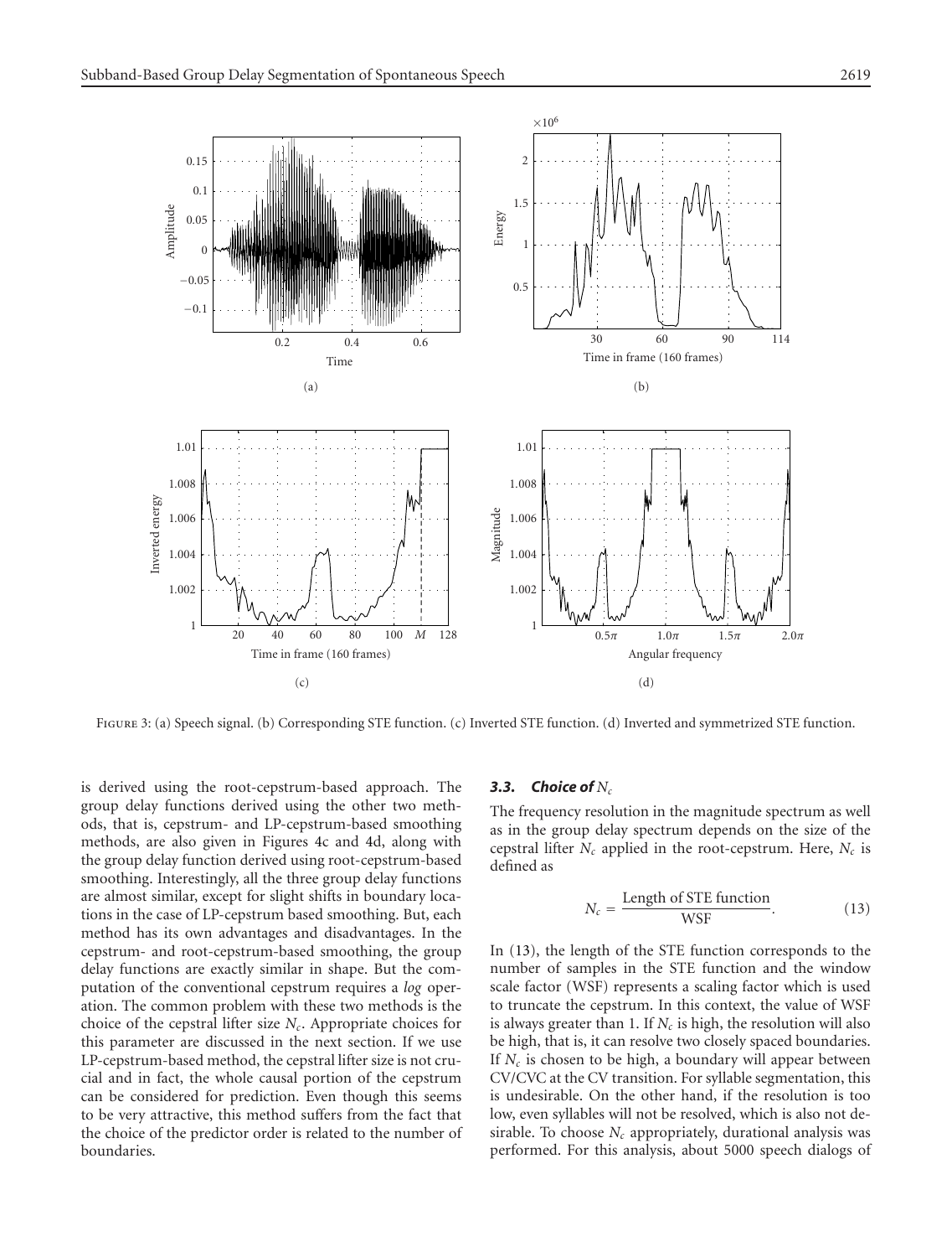(a)

Amplitude

Time

0.15
0.1
0.05
0
−0.05
−0.1

0.2
0.4
0.6

(b)

$\times 10^6$

Energy

Time in frame (160 frames)

2
1.5
1
0.5

30
60
90
114

(c)

Inverted energy

Time in frame (160 frames)

1.01
1.008
1.006
1.004
1.002
1

20
40
60
80
100
$M$
128

(d)

Magnitude

Angular frequency

1.01
1.008
1.006
1.004
1.002
1

$0.5\pi$
$1.0\pi$
$1.5\pi$
$2.0\pi$

Figure 3: (a) Speech signal. (b) Corresponding STE function. (c) Inverted STE function. (d) Inverted and symmetrized STE function.

is derived using the root-cepstrum-based approach. The group delay functions derived using the other two methods, that is, cepstrum- and LP-cepstrum-based smoothing methods, are also given in Figures 4c and 4d, along with the group delay function derived using root-cepstrum-based smoothing. Interestingly, all the three group delay functions are almost similar, except for slight shifts in boundary locations in the case of LP-cepstrum based smoothing. But, each method has its own advantages and disadvantages. In the cepstrum- and root-cepstrum-based smoothing, the group delay functions are exactly similar in shape. But the computation of the conventional cepstrum requires a *log* operation. The common problem with these two methods is the choice of the cepstral lifter size $N_c$. Appropriate choices for this parameter are discussed in the next section. If we use LP-cepstrum-based method, the cepstral lifter size is not crucial and in fact, the whole causal portion of the cepstrum can be considered for prediction. Even though this seems to be very attractive, this method suffers from the fact that the choice of the predictor order is related to the number of boundaries.

### 3.3. Choice of $N_c$

The frequency resolution in the magnitude spectrum as well as in the group delay spectrum depends on the size of the cepstral lifter $N_c$ applied in the root-cepstrum. Here, $N_c$ is defined as

$$N_c = \frac{\text{Length of STE function}}{\text{WSF}}. \tag{13}$$

In (13), the length of the STE function corresponds to the number of samples in the STE function and the window scale factor (WSF) represents a scaling factor which is used to truncate the cepstrum. In this context, the value of WSF is always greater than 1. If $N_c$ is high, the resolution will also be high, that is, it can resolve two closely spaced boundaries. If $N_c$ is chosen to be high, a boundary will appear between CV/CVC at the CV transition. For syllable segmentation, this is undesirable. On the other hand, if the resolution is too low, even syllables will not be resolved, which is also not desirable. To choose $N_c$ appropriately, durational analysis was performed. For this analysis, about 5000 speech dialogs of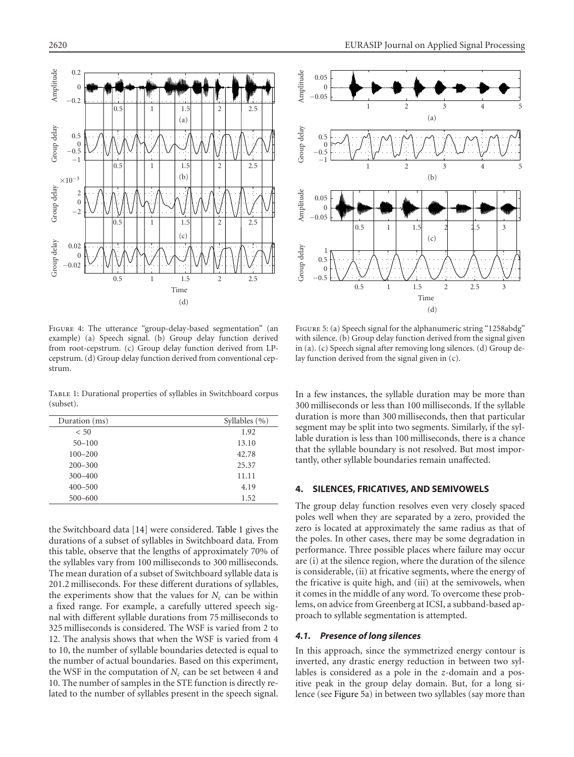Amplitude
0.2
0
−0.2
0.5
1
1.5
2
2.5
(a)

Group delay
0.5
0
−0.5
−1
0.5
1
1.5
2
2.5
(b)

×10^−3
Group delay
2
0
−2
0.5
1
1.5
2
2.5
(c)

Group delay
0.02
0
−0.02
0.5
1
1.5
2
2.5
Time
(d)

Figure 4: The utterance "group-delay-based segmentation" (an example) (a) Speech signal. (b) Group delay function derived from root-cepstrum. (c) Group delay function derived from LP-cepstrum. (d) Group delay function derived from conventional cepstrum.

Amplitude
0.05
0
−0.05
1
2
3
4
5
(a)

Group delay
0.5
0
−0.5
−1
1
2
3
4
5
(b)

Amplitude
0.05
0
−0.05
0.5
1
1.5
2
2.5
3
(c)

Group delay
1
0.5
0
−0.5
0.5
1
1.5
2
2.5
3
Time
(d)

Figure 5: (a) Speech signal for the alphanumeric string "1258abdg" with silence. (b) Group delay function derived from the signal given in (a). (c) Speech signal after removing long silences. (d) Group delay function derived from the signal given in (c).

Table 1: Durational properties of syllables in Switchboard corpus (subset).

| Duration (ms) | Syllables (%) |
|---|---|
| < 50 | 1.92 |
| 50–100 | 13.10 |
| 100–200 | 42.78 |
| 200–300 | 25.37 |
| 300–400 | 11.11 |
| 400–500 | 4.19 |
| 500–600 | 1.52 |

the Switchboard data [14] were considered. Table 1 gives the durations of a subset of syllables in Switchboard data. From this table, observe that the lengths of approximately 70% of the syllables vary from 100 milliseconds to 300 milliseconds. The mean duration of a subset of Switchboard syllable data is 201.2 milliseconds. For these different durations of syllables, the experiments show that the values for $N_c$ can be within a fixed range. For example, a carefully uttered speech signal with different syllable durations from 75 milliseconds to 325 milliseconds is considered. The WSF is varied from 2 to 12. The analysis shows that when the WSF is varied from 4 to 10, the number of syllable boundaries detected is equal to the number of actual boundaries. Based on this experiment, the WSF in the computation of $N_c$ can be set between 4 and 10. The number of samples in the STE function is directly related to the number of syllables present in the speech signal. In a few instances, the syllable duration may be more than 300 milliseconds or less than 100 milliseconds. If the syllable duration is more than 300 milliseconds, then that particular segment may be split into two segments. Similarly, if the syllable duration is less than 100 milliseconds, there is a chance that the syllable boundary is not resolved. But most importantly, other syllable boundaries remain unaffected.

## 4. SILENCES, FRICATIVES, AND SEMIVOWELS

The group delay function resolves even very closely spaced poles well when they are separated by a zero, provided the zero is located at approximately the same radius as that of the poles. In other cases, there may be some degradation in performance. Three possible places where failure may occur are (i) at the silence region, where the duration of the silence is considerable, (ii) at fricative segments, where the energy of the fricative is quite high, and (iii) at the semivowels, when it comes in the middle of any word. To overcome these problems, on advice from Greenberg at ICSI, a subband-based approach to syllable segmentation is attempted.

### 4.1. *Presence of long silences*

In this approach, since the symmetrized energy contour is inverted, any drastic energy reduction in between two syllables is considered as a pole in the $z$-domain and a positive peak in the group delay domain. But, for a long silence (see Figure 5a) in between two syllables (say more than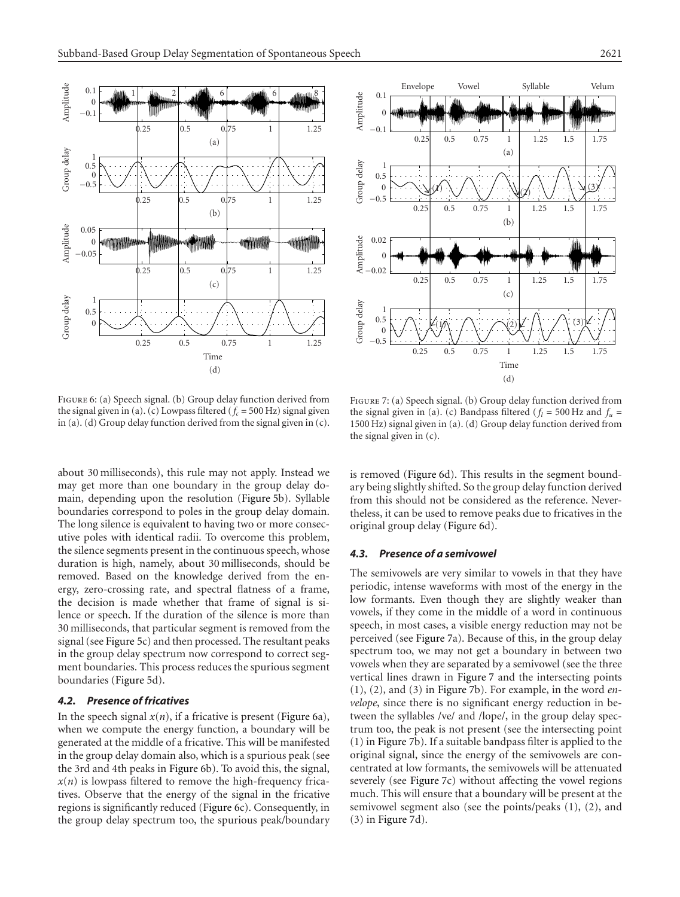Figure 6 (a)
Amplitude
0.1
0
−0.1
1 2 6 6 8
0.25 0.5 0.75 1 1.25

Figure 6 (b)
Group delay
1
0.5
0
−0.5
0.25 0.5 0.75 1 1.25

Figure 6 (c)
Amplitude
0.05
0
−0.05
0.25 0.5 0.75 1 1.25

Figure 6 (d)
Group delay
1
0.5
0
0.25 0.5 0.75 1 1.25
Time

Figure 6: (a) Speech signal. (b) Group delay function derived from the signal given in (a). (c) Lowpass filtered ($f_c = 500$ Hz) signal given in (a). (d) Group delay function derived from the signal given in (c).

Figure 7 (a)
Envelope Vowel Syllable Velum
Amplitude
0.1
0
−0.1
0.25 0.5 0.75 1 1.25 1.5 1.75

Figure 7 (b)
Group delay
1
0.5
0
−0.5
(1) (2) (3)
0.25 0.5 0.75 1 1.25 1.5 1.75

Figure 7 (c)
Amplitude
0.02
0
−0.02
0.25 0.5 0.75 1 1.25 1.5 1.75

Figure 7 (d)
Group delay
1
0.5
0
−0.5
(1) (2) (3)
0.25 0.5 0.75 1 1.25 1.5 1.75
Time

Figure 7: (a) Speech signal. (b) Group delay function derived from the signal given in (a). (c) Bandpass filtered ($f_l = 500$ Hz and $f_u = 1500$ Hz) signal given in (a). (d) Group delay function derived from the signal given in (c).

about 30 milliseconds), this rule may not apply. Instead we may get more than one boundary in the group delay domain, depending upon the resolution (Figure 5b). Syllable boundaries correspond to poles in the group delay domain. The long silence is equivalent to having two or more consecutive poles with identical radii. To overcome this problem, the silence segments present in the continuous speech, whose duration is high, namely, about 30 milliseconds, should be removed. Based on the knowledge derived from the energy, zero-crossing rate, and spectral flatness of a frame, the decision is made whether that frame of signal is silence or speech. If the duration of the silence is more than 30 milliseconds, that particular segment is removed from the signal (see Figure 5c) and then processed. The resultant peaks in the group delay spectrum now correspond to correct segment boundaries. This process reduces the spurious segment boundaries (Figure 5d).

### 4.2. Presence of fricatives

In the speech signal $x(n)$, if a fricative is present (Figure 6a), when we compute the energy function, a boundary will be generated at the middle of a fricative. This will be manifested in the group delay domain also, which is a spurious peak (see the 3rd and 4th peaks in Figure 6b). To avoid this, the signal, $x(n)$ is lowpass filtered to remove the high-frequency fricatives. Observe that the energy of the signal in the fricative regions is significantly reduced (Figure 6c). Consequently, in the group delay spectrum too, the spurious peak/boundary is removed (Figure 6d). This results in the segment boundary being slightly shifted. So the group delay function derived from this should not be considered as the reference. Nevertheless, it can be used to remove peaks due to fricatives in the original group delay (Figure 6d).

### 4.3. Presence of a semivowel

The semivowels are very similar to vowels in that they have periodic, intense waveforms with most of the energy in the low formants. Even though they are slightly weaker than vowels, if they come in the middle of a word in continuous speech, in most cases, a visible energy reduction may not be perceived (see Figure 7a). Because of this, in the group delay spectrum too, we may not get a boundary in between two vowels when they are separated by a semivowel (see the three vertical lines drawn in Figure 7 and the intersecting points (1), (2), and (3) in Figure 7b). For example, in the word *envelope*, since there is no significant energy reduction in between the syllables /ve/ and /lope/, in the group delay spectrum too, the peak is not present (see the intersecting point (1) in Figure 7b). If a suitable bandpass filter is applied to the original signal, since the energy of the semivowels are concentrated at low formants, the semivowels will be attenuated severely (see Figure 7c) without affecting the vowel regions much. This will ensure that a boundary will be present at the semivowel segment also (see the points/peaks (1), (2), and (3) in Figure 7d).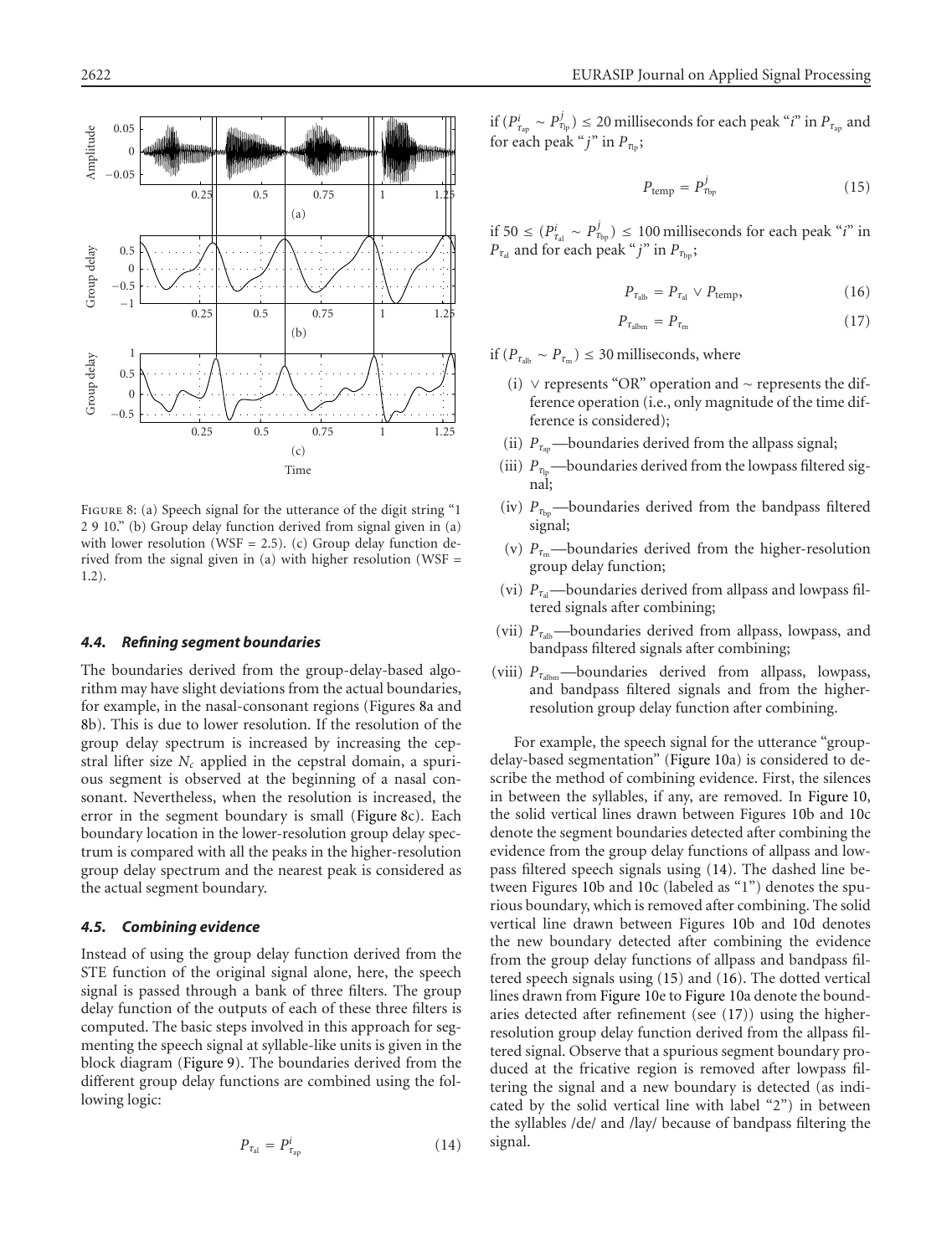Amplitude
0.05
0
−0.05
0.25
0.5
0.75
1
1.25
(a)

Group delay
0.5
0
−0.5
−1
0.25
0.5
0.75
1
1.25
(b)

Group delay
1
0.5
0
−0.5
0.25
0.5
0.75
1
1.25
(c)
Time

Figure 8: (a) Speech signal for the utterance of the digit string "1 2 9 10." (b) Group delay function derived from signal given in (a) with lower resolution (WSF = 2.5). (c) Group delay function derived from the signal given in (a) with higher resolution (WSF = 1.2).

#### 4.4. Refining segment boundaries

The boundaries derived from the group-delay-based algorithm may have slight deviations from the actual boundaries, for example, in the nasal-consonant regions (Figures 8a and 8b). This is due to lower resolution. If the resolution of the group delay spectrum is increased by increasing the cepstral lifter size $N_c$ applied in the cepstral domain, a spurious segment is observed at the beginning of a nasal consonant. Nevertheless, when the resolution is increased, the error in the segment boundary is small (Figure 8c). Each boundary location in the lower-resolution group delay spectrum is compared with all the peaks in the higher-resolution group delay spectrum and the nearest peak is considered as the actual segment boundary.

#### 4.5. Combining evidence

Instead of using the group delay function derived from the STE function of the original signal alone, here, the speech signal is passed through a bank of three filters. The group delay function of the outputs of each of these three filters is computed. The basic steps involved in this approach for segmenting the speech signal at syllable-like units is given in the block diagram (Figure 9). The boundaries derived from the different group delay functions are combined using the following logic:

$$P_{\tau_{\text{al}}} = P^{i}_{\tau_{\text{ap}}} \tag{14}$$

if $(P^{i}_{\tau_{\text{ap}}} \sim P^{j}_{\tau_{\text{lp}}}) \leq 20$ milliseconds for each peak "$i$" in $P_{\tau_{\text{ap}}}$ and for each peak "$j$" in $P_{\tau_{\text{lp}}}$;

$$P_{\text{temp}} = P^{j}_{\tau_{\text{bp}}} \tag{15}$$

if $50 \leq (P^{i}_{\tau_{\text{al}}} \sim P^{j}_{\tau_{\text{bp}}}) \leq 100$ milliseconds for each peak "$i$" in $P_{\tau_{\text{al}}}$ and for each peak "$j$" in $P_{\tau_{\text{bp}}}$;

$$P_{\tau_{\text{alb}}} = P_{\tau_{\text{al}}} \vee P_{\text{temp}}, \tag{16}$$

$$P_{\tau_{\text{albm}}} = P_{\tau_{\text{m}}} \tag{17}$$

if $(P_{\tau_{\text{alb}}} \sim P_{\tau_{\text{m}}}) \leq 30$ milliseconds, where

- (i) $\vee$ represents "OR" operation and $\sim$ represents the difference operation (i.e., only magnitude of the time difference is considered);
- (ii) $P_{\tau_{\text{ap}}}$—boundaries derived from the allpass signal;
- (iii) $P_{\tau_{\text{lp}}}$—boundaries derived from the lowpass filtered signal;
- (iv) $P_{\tau_{\text{bp}}}$—boundaries derived from the bandpass filtered signal;
- (v) $P_{\tau_{\text{m}}}$—boundaries derived from the higher-resolution group delay function;
- (vi) $P_{\tau_{\text{al}}}$—boundaries derived from allpass and lowpass filtered signals after combining;
- (vii) $P_{\tau_{\text{alb}}}$—boundaries derived from allpass, lowpass, and bandpass filtered signals after combining;
- (viii) $P_{\tau_{\text{albm}}}$—boundaries derived from allpass, lowpass, and bandpass filtered signals and from the higher-resolution group delay function after combining.

For example, the speech signal for the utterance "group-delay-based segmentation" (Figure 10a) is considered to describe the method of combining evidence. First, the silences in between the syllables, if any, are removed. In Figure 10, the solid vertical lines drawn between Figures 10b and 10c denote the segment boundaries detected after combining the evidence from the group delay functions of allpass and lowpass filtered speech signals using (14). The dashed line between Figures 10b and 10c (labeled as "1") denotes the spurious boundary, which is removed after combining. The solid vertical line drawn between Figures 10b and 10d denotes the new boundary detected after combining the evidence from the group delay functions of allpass and bandpass filtered speech signals using (15) and (16). The dotted vertical lines drawn from Figure 10e to Figure 10a denote the boundaries detected after refinement (see (17)) using the higher-resolution group delay function derived from the allpass filtered signal. Observe that a spurious segment boundary produced at the fricative region is removed after lowpass filtering the signal and a new boundary is detected (as indicated by the solid vertical line with label "2") in between the syllables /de/ and /lay/ because of bandpass filtering the signal.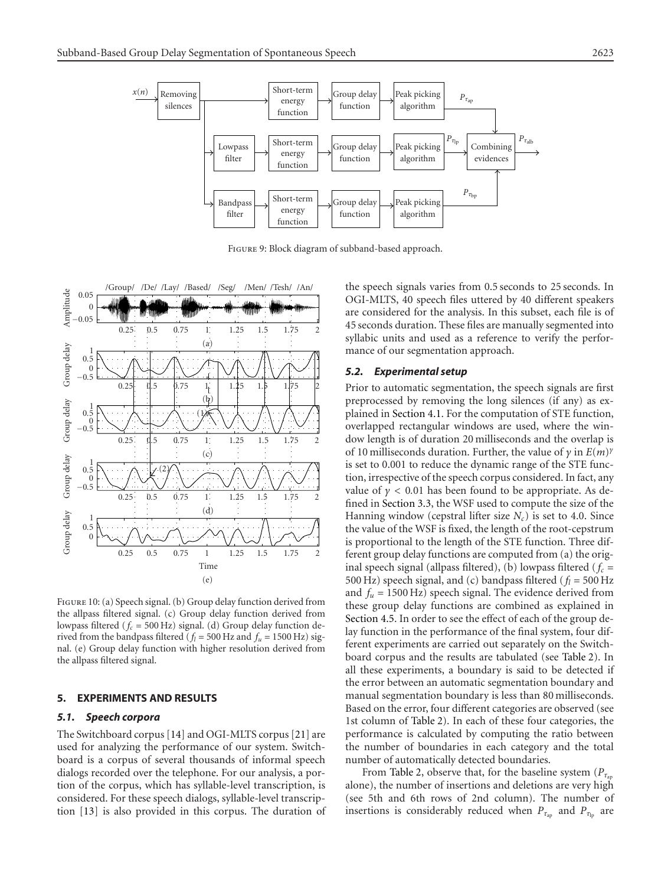x(n)

Removing silences

Short-term energy function

Group delay function

Peak picking algorithm

$P_{\tau_{ap}}$

Lowpass filter

Short-term energy function

Group delay function

Peak picking algorithm

$P_{\tau_{lp}}$

Combining evidences

$P_{\tau_{alb}}$

Bandpass filter

Short-term energy function

Group delay function

Peak picking algorithm

$P_{\tau_{bp}}$

Figure 9: Block diagram of subband-based approach.

/Group/ /De/ /Lay/ /Based/ /Seg/ /Men/ /Tesh/ /An/

Amplitude

Group delay

Time

(a) (b) (c) (d) (e)

(1) (2)

Figure 10: (a) Speech signal. (b) Group delay function derived from the allpass filtered signal. (c) Group delay function derived from lowpass filtered ($f_c$ = 500 Hz) signal. (d) Group delay function derived from the bandpass filtered ($f_l$ = 500 Hz and $f_u$ = 1500 Hz) signal. (e) Group delay function with higher resolution derived from the allpass filtered signal.

## 5. EXPERIMENTS AND RESULTS

### 5.1. Speech corpora

The Switchboard corpus [14] and OGI-MLTS corpus [21] are used for analyzing the performance of our system. Switchboard is a corpus of several thousands of informal speech dialogs recorded over the telephone. For our analysis, a portion of the corpus, which has syllable-level transcription, is considered. For these speech dialogs, syllable-level transcription [13] is also provided in this corpus. The duration of the speech signals varies from 0.5 seconds to 25 seconds. In OGI-MLTS, 40 speech files uttered by 40 different speakers are considered for the analysis. In this subset, each file is of 45 seconds duration. These files are manually segmented into syllabic units and used as a reference to verify the performance of our segmentation approach.

### 5.2. Experimental setup

Prior to automatic segmentation, the speech signals are first preprocessed by removing the long silences (if any) as explained in Section 4.1. For the computation of STE function, overlapped rectangular windows are used, where the window length is of duration 20 milliseconds and the overlap is of 10 milliseconds duration. Further, the value of $\gamma$ in $E(m)^\gamma$ is set to 0.001 to reduce the dynamic range of the STE function, irrespective of the speech corpus considered. In fact, any value of $\gamma < 0.01$ has been found to be appropriate. As defined in Section 3.3, the WSF used to compute the size of the Hanning window (cepstral lifter size $N_c$) is set to 4.0. Since the value of the WSF is fixed, the length of the root-cepstrum is proportional to the length of the STE function. Three different group delay functions are computed from (a) the original speech signal (allpass filtered), (b) lowpass filtered ($f_c$ = 500 Hz) speech signal, and (c) bandpass filtered ($f_l$ = 500 Hz and $f_u$ = 1500 Hz) speech signal. The evidence derived from these group delay functions are combined as explained in Section 4.5. In order to see the effect of each of the group delay function in the performance of the final system, four different experiments are carried out separately on the Switchboard corpus and the results are tabulated (see Table 2). In all these experiments, a boundary is said to be detected if the error between an automatic segmentation boundary and manual segmentation boundary is less than 80 milliseconds. Based on the error, four different categories are observed (see 1st column of Table 2). In each of these four categories, the performance is calculated by computing the ratio between the number of boundaries in each category and the total number of automatically detected boundaries.

From Table 2, observe that, for the baseline system ($P_{\tau_{ap}}$ alone), the number of insertions and deletions are very high (see 5th and 6th rows of 2nd column). The number of insertions is considerably reduced when $P_{\tau_{ap}}$ and $P_{\tau_{lp}}$ are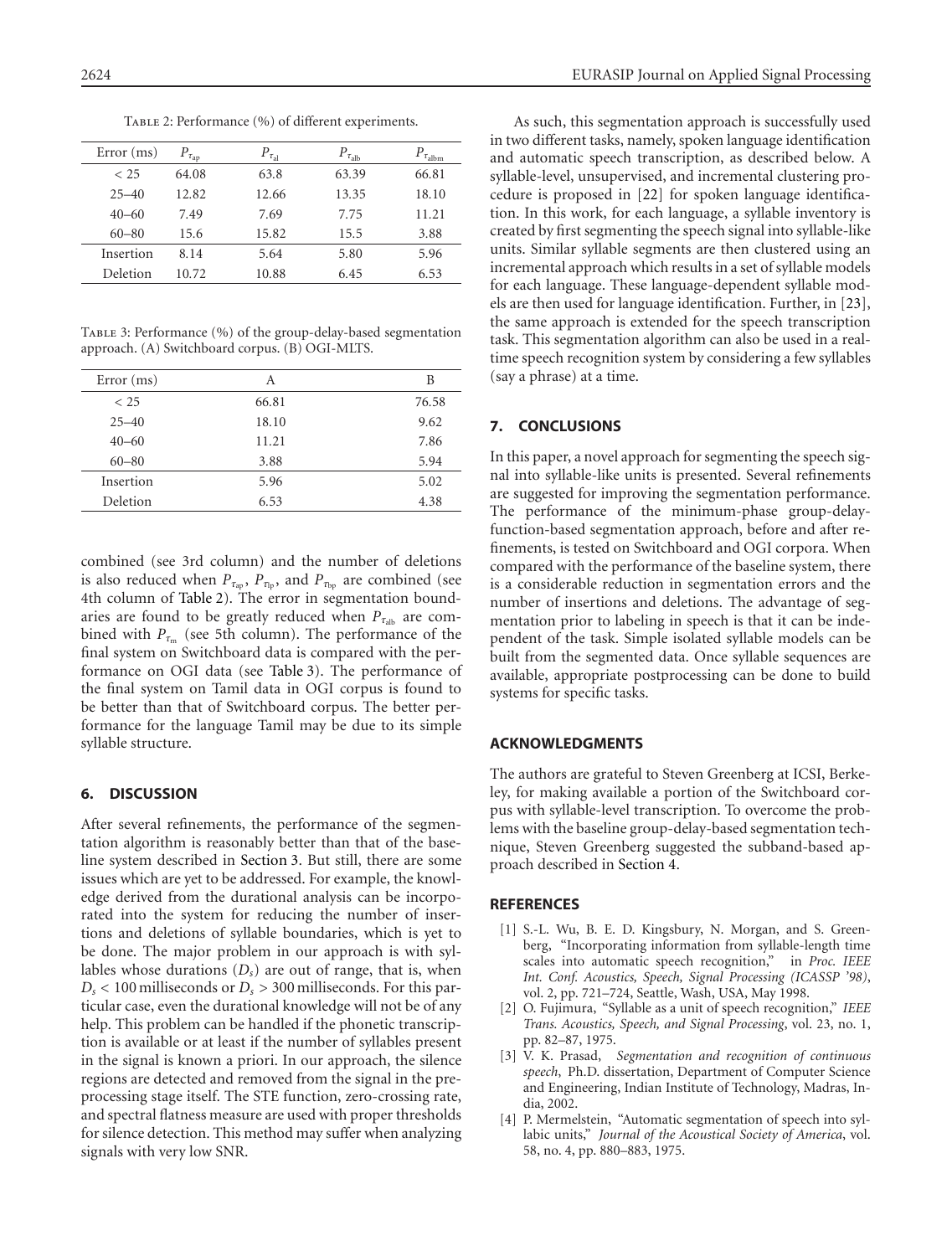Table 2: Performance (%) of different experiments.

| Error (ms) | $P_{\tau_{ap}}$ | $P_{\tau_{al}}$ | $P_{\tau_{alb}}$ | $P_{\tau_{albm}}$ |
|---|---|---|---|---|
| < 25 | 64.08 | 63.8 | 63.39 | 66.81 |
| 25–40 | 12.82 | 12.66 | 13.35 | 18.10 |
| 40–60 | 7.49 | 7.69 | 7.75 | 11.21 |
| 60–80 | 15.6 | 15.82 | 15.5 | 3.88 |
| Insertion | 8.14 | 5.64 | 5.80 | 5.96 |
| Deletion | 10.72 | 10.88 | 6.45 | 6.53 |

Table 3: Performance (%) of the group-delay-based segmentation approach. (A) Switchboard corpus. (B) OGI-MLTS.

| Error (ms) | A | B |
|---|---|---|
| < 25 | 66.81 | 76.58 |
| 25–40 | 18.10 | 9.62 |
| 40–60 | 11.21 | 7.86 |
| 60–80 | 3.88 | 5.94 |
| Insertion | 5.96 | 5.02 |
| Deletion | 6.53 | 4.38 |

combined (see 3rd column) and the number of deletions is also reduced when $P_{\tau_{ap}}$, $P_{\tau_{lp}}$, and $P_{\tau_{bp}}$ are combined (see 4th column of Table 2). The error in segmentation boundaries are found to be greatly reduced when $P_{\tau_{alb}}$ are combined with $P_{\tau_{m}}$ (see 5th column). The performance of the final system on Switchboard data is compared with the performance on OGI data (see Table 3). The performance of the final system on Tamil data in OGI corpus is found to be better than that of Switchboard corpus. The better performance for the language Tamil may be due to its simple syllable structure.

## 6. DISCUSSION

After several refinements, the performance of the segmentation algorithm is reasonably better than that of the baseline system described in Section 3. But still, there are some issues which are yet to be addressed. For example, the knowledge derived from the durational analysis can be incorporated into the system for reducing the number of insertions and deletions of syllable boundaries, which is yet to be done. The major problem in our approach is with syllables whose durations ($D_s$) are out of range, that is, when $D_s < 100$ milliseconds or $D_s > 300$ milliseconds. For this particular case, even the durational knowledge will not be of any help. This problem can be handled if the phonetic transcription is available or at least if the number of syllables present in the signal is known a priori. In our approach, the silence regions are detected and removed from the signal in the preprocessing stage itself. The STE function, zero-crossing rate, and spectral flatness measure are used with proper thresholds for silence detection. This method may suffer when analyzing signals with very low SNR.

As such, this segmentation approach is successfully used in two different tasks, namely, spoken language identification and automatic speech transcription, as described below. A syllable-level, unsupervised, and incremental clustering procedure is proposed in [22] for spoken language identification. In this work, for each language, a syllable inventory is created by first segmenting the speech signal into syllable-like units. Similar syllable segments are then clustered using an incremental approach which results in a set of syllable models for each language. These language-dependent syllable models are then used for language identification. Further, in [23], the same approach is extended for the speech transcription task. This segmentation algorithm can also be used in a real-time speech recognition system by considering a few syllables (say a phrase) at a time.

## 7. CONCLUSIONS

In this paper, a novel approach for segmenting the speech signal into syllable-like units is presented. Several refinements are suggested for improving the segmentation performance. The performance of the minimum-phase group-delay-function-based segmentation approach, before and after refinements, is tested on Switchboard and OGI corpora. When compared with the performance of the baseline system, there is a considerable reduction in segmentation errors and the number of insertions and deletions. The advantage of segmentation prior to labeling in speech is that it can be independent of the task. Simple isolated syllable models can be built from the segmented data. Once syllable sequences are available, appropriate postprocessing can be done to build systems for specific tasks.

## ACKNOWLEDGMENTS

The authors are grateful to Steven Greenberg at ICSI, Berkeley, for making available a portion of the Switchboard corpus with syllable-level transcription. To overcome the problems with the baseline group-delay-based segmentation technique, Steven Greenberg suggested the subband-based approach described in Section 4.

## REFERENCES

[1] S.-L. Wu, B. E. D. Kingsbury, N. Morgan, and S. Greenberg, "Incorporating information from syllable-length time scales into automatic speech recognition," in *Proc. IEEE Int. Conf. Acoustics, Speech, Signal Processing (ICASSP '98)*, vol. 2, pp. 721–724, Seattle, Wash, USA, May 1998.

[2] O. Fujimura, "Syllable as a unit of speech recognition," *IEEE Trans. Acoustics, Speech, and Signal Processing*, vol. 23, no. 1, pp. 82–87, 1975.

[3] V. K. Prasad, *Segmentation and recognition of continuous speech*, Ph.D. dissertation, Department of Computer Science and Engineering, Indian Institute of Technology, Madras, India, 2002.

[4] P. Mermelstein, "Automatic segmentation of speech into syllabic units," *Journal of the Acoustical Society of America*, vol. 58, no. 4, pp. 880–883, 1975.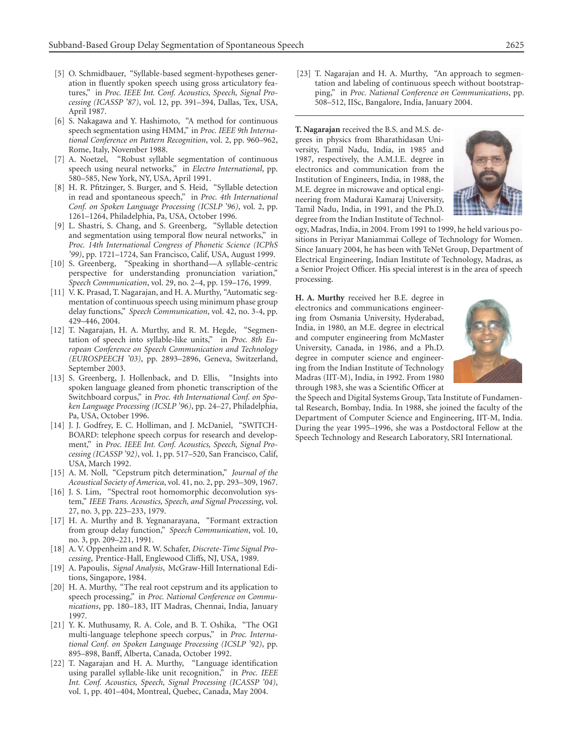[5] O. Schmidbauer, "Syllable-based segment-hypotheses generation in fluently spoken speech using gross articulatory features," in *Proc. IEEE Int. Conf. Acoustics, Speech, Signal Processing (ICASSP '87)*, vol. 12, pp. 391–394, Dallas, Tex, USA, April 1987.

[6] S. Nakagawa and Y. Hashimoto, "A method for continuous speech segmentation using HMM," in *Proc. IEEE 9th International Conference on Pattern Recognition*, vol. 2, pp. 960–962, Rome, Italy, November 1988.

[7] A. Noetzel, "Robust syllable segmentation of continuous speech using neural networks," in *Electro International*, pp. 580–585, New York, NY, USA, April 1991.

[8] H. R. Pfitzinger, S. Burger, and S. Heid, "Syllable detection in read and spontaneous speech," in *Proc. 4th International Conf. on Spoken Language Processing (ICSLP '96)*, vol. 2, pp. 1261–1264, Philadelphia, Pa, USA, October 1996.

[9] L. Shastri, S. Chang, and S. Greenberg, "Syllable detection and segmentation using temporal flow neural networks," in *Proc. 14th International Congress of Phonetic Science (ICPhS '99)*, pp. 1721–1724, San Francisco, Calif, USA, August 1999.

[10] S. Greenberg, "Speaking in shorthand—A syllable-centric perspective for understanding pronunciation variation," *Speech Communication*, vol. 29, no. 2–4, pp. 159–176, 1999.

[11] V. K. Prasad, T. Nagarajan, and H. A. Murthy, "Automatic segmentation of continuous speech using minimum phase group delay functions," *Speech Communication*, vol. 42, no. 3-4, pp. 429–446, 2004.

[12] T. Nagarajan, H. A. Murthy, and R. M. Hegde, "Segmentation of speech into syllable-like units," in *Proc. 8th European Conference on Speech Communication and Technology (EUROSPEECH '03)*, pp. 2893–2896, Geneva, Switzerland, September 2003.

[13] S. Greenberg, J. Hollenback, and D. Ellis, "Insights into spoken language gleaned from phonetic transcription of the Switchboard corpus," in *Proc. 4th International Conf. on Spoken Language Processing (ICSLP '96)*, pp. 24–27, Philadelphia, Pa, USA, October 1996.

[14] J. J. Godfrey, E. C. Holliman, and J. McDaniel, "SWITCHBOARD: telephone speech corpus for research and development," in *Proc. IEEE Int. Conf. Acoustics, Speech, Signal Processing (ICASSP '92)*, vol. 1, pp. 517–520, San Francisco, Calif, USA, March 1992.

[15] A. M. Noll, "Cepstrum pitch determination," *Journal of the Acoustical Society of America*, vol. 41, no. 2, pp. 293–309, 1967.

[16] J. S. Lim, "Spectral root homomorphic deconvolution system," *IEEE Trans. Acoustics, Speech, and Signal Processing*, vol. 27, no. 3, pp. 223–233, 1979.

[17] H. A. Murthy and B. Yegnanarayana, "Formant extraction from group delay function," *Speech Communication*, vol. 10, no. 3, pp. 209–221, 1991.

[18] A. V. Oppenheim and R. W. Schafer, *Discrete-Time Signal Processing*, Prentice-Hall, Englewood Cliffs, NJ, USA, 1989.

[19] A. Papoulis, *Signal Analysis*, McGraw-Hill International Editions, Singapore, 1984.

[20] H. A. Murthy, "The real root cepstrum and its application to speech processing," in *Proc. National Conference on Communications*, pp. 180–183, IIT Madras, Chennai, India, January 1997.

[21] Y. K. Muthusamy, R. A. Cole, and B. T. Oshika, "The OGI multi-language telephone speech corpus," in *Proc. International Conf. on Spoken Language Processing (ICSLP '92)*, pp. 895–898, Banff, Alberta, Canada, October 1992.

[22] T. Nagarajan and H. A. Murthy, "Language identification using parallel syllable-like unit recognition," in *Proc. IEEE Int. Conf. Acoustics, Speech, Signal Processing (ICASSP '04)*, vol. 1, pp. 401–404, Montreal, Quebec, Canada, May 2004.

[23] T. Nagarajan and H. A. Murthy, "An approach to segmentation and labeling of continuous speech without bootstrapping," in *Proc. National Conference on Communications*, pp. 508–512, IISc, Bangalore, India, January 2004.

**T. Nagarajan** received the B.S. and M.S. degrees in physics from Bharathidasan University, Tamil Nadu, India, in 1985 and 1987, respectively, the A.M.I.E. degree in electronics and communication from the Institution of Engineers, India, in 1988, the M.E. degree in microwave and optical engineering from Madurai Kamaraj University, Tamil Nadu, India, in 1991, and the Ph.D. degree from the Indian Institute of Technology, Madras, India, in 2004. From 1991 to 1999, he held various positions in Periyar Maniammai College of Technology for Women. Since January 2004, he has been with TeNet Group, Department of Electrical Engineering, Indian Institute of Technology, Madras, as a Senior Project Officer. His special interest is in the area of speech processing.

**H. A. Murthy** received her B.E. degree in electronics and communications engineering from Osmania University, Hyderabad, India, in 1980, an M.E. degree in electrical and computer engineering from McMaster University, Canada, in 1986, and a Ph.D. degree in computer science and engineering from the Indian Institute of Technology Madras (IIT-M), India, in 1992. From 1980 through 1983, she was a Scientific Officer at the Speech and Digital Systems Group, Tata Institute of Fundamental Research, Bombay, India. In 1988, she joined the faculty of the Department of Computer Science and Engineering, IIT-M, India. During the year 1995–1996, she was a Postdoctoral Fellow at the Speech Technology and Research Laboratory, SRI International.